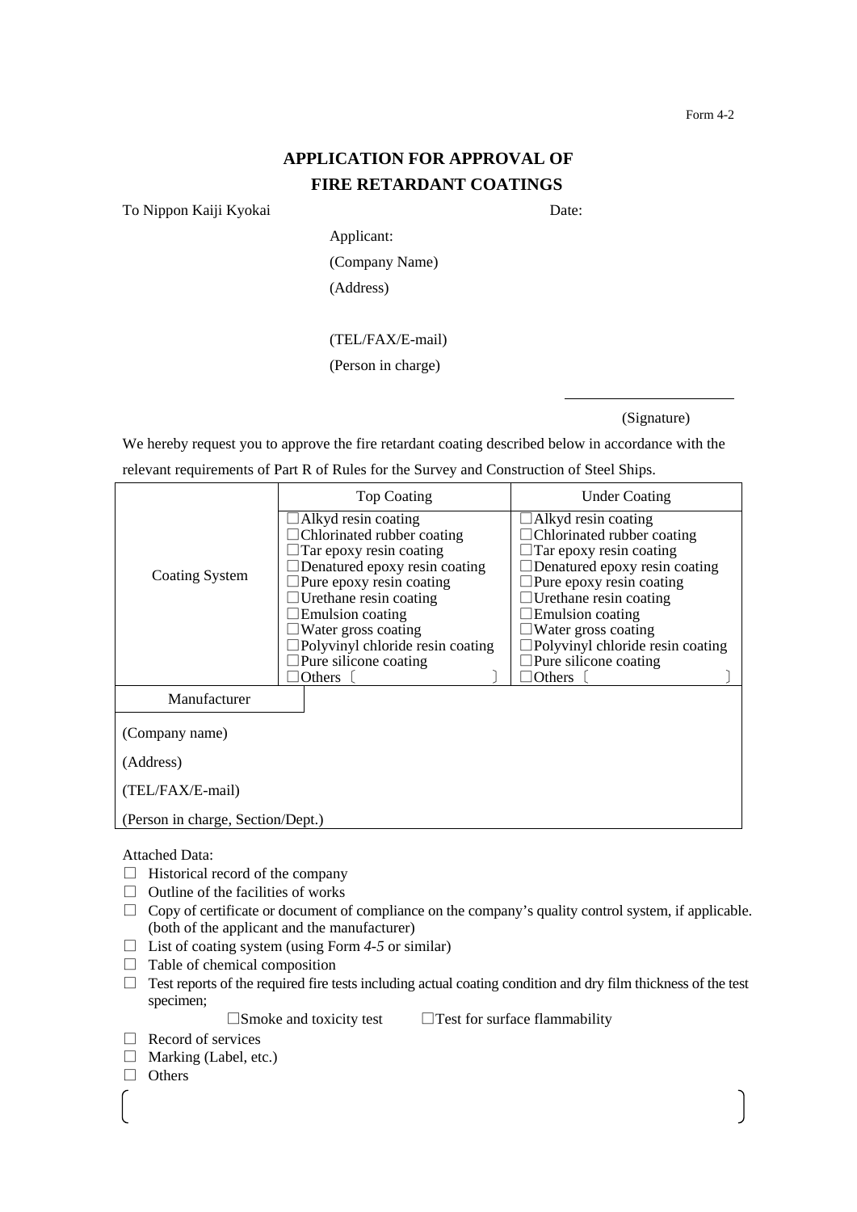Form 4-2

# APPLICATION FOR APPROVAL OF FIRE RETARDANT COATINGS

To Nippon Kaiji Kyokai

Date:

Applicant:

(Company Name)

(Address)

(TEL/FAX/E-mail)

(Person in charge)

(Signature)

We hereby request you to approve the fire retardant coating described below in accordance with the relevant requirements of Part R of Rules for the Survey and Construction of Steel Ships.

| | Top Coating | Under Coating |
|---|---|---|
| Coating System | ☐Alkyd resin coating<br>☐Chlorinated rubber coating<br>☐Tar epoxy resin coating<br>☐Denatured epoxy resin coating<br>☐Pure epoxy resin coating<br>☐Urethane resin coating<br>☐Emulsion coating<br>☐Water gross coating<br>☐Polyvinyl chloride resin coating<br>☐Pure silicone coating<br>☐Others 〔 〕 | ☐Alkyd resin coating<br>☐Chlorinated rubber coating<br>☐Tar epoxy resin coating<br>☐Denatured epoxy resin coating<br>☐Pure epoxy resin coating<br>☐Urethane resin coating<br>☐Emulsion coating<br>☐Water gross coating<br>☐Polyvinyl chloride resin coating<br>☐Pure silicone coating<br>☐Others 〔 〕 |
| Manufacturer | | |
| (Company name)<br>(Address)<br>(TEL/FAX/E-mail)<br>(Person in charge, Section/Dept.) | | |

Attached Data:

- ☐ Historical record of the company
- ☐ Outline of the facilities of works
- ☐ Copy of certificate or document of compliance on the company's quality control system, if applicable. (both of the applicant and the manufacturer)
- ☐ List of coating system (using Form *4-5* or similar)
- ☐ Table of chemical composition
- ☐ Test reports of the required fire tests including actual coating condition and dry film thickness of the test specimen;

  ☐Smoke and toxicity test ☐Test for surface flammability
- ☐ Record of services
- ☐ Marking (Label, etc.)
- ☐ Others

( )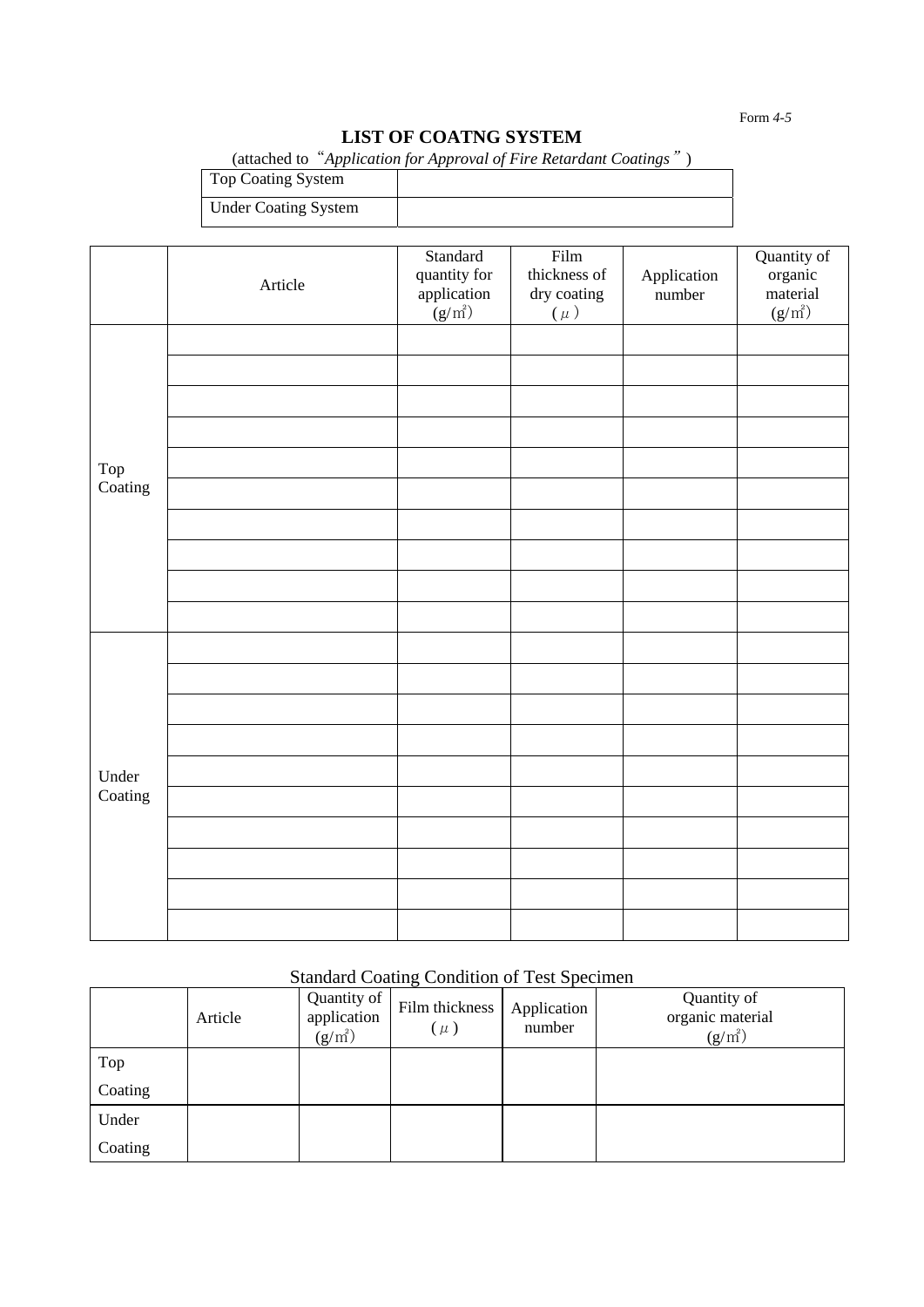Form *4-5*

# LIST OF COATNG SYSTEM

(attached to "*Application for Approval of Fire Retardant Coatings*")

| | |
|---|---|
| Top Coating System | |
| Under Coating System | |

| | Article | Standard quantity for application (g/m²) | Film thickness of dry coating (μ) | Application number | Quantity of organic material (g/m²) |
|---|---|---|---|---|---|
| Top Coating | | | | | |
| | | | | | |
| | | | | | |
| | | | | | |
| | | | | | |
| | | | | | |
| | | | | | |
| | | | | | |
| | | | | | |
| | | | | | |
| Under Coating | | | | | |
| | | | | | |
| | | | | | |
| | | | | | |
| | | | | | |
| | | | | | |
| | | | | | |
| | | | | | |
| | | | | | |
| | | | | | |

## Standard Coating Condition of Test Specimen

| | Article | Quantity of application (g/m²) | Film thickness (μ) | Application number | Quantity of organic material (g/m²) |
|---|---|---|---|---|---|
| Top Coating | | | | | |
| Under Coating | | | | | |